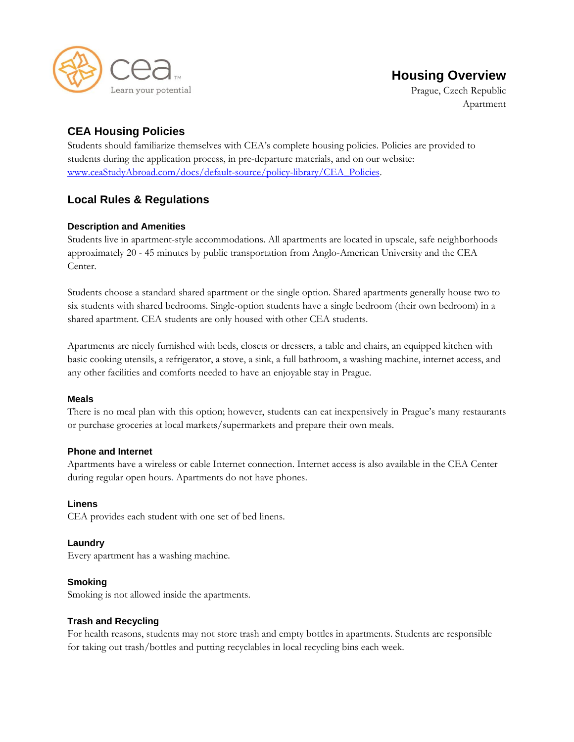cea™
Learn your potential

# Housing Overview

Prague, Czech Republic
Apartment

## CEA Housing Policies

Students should familiarize themselves with CEA's complete housing policies. Policies are provided to students during the application process, in pre-departure materials, and on our website: [www.ceaStudyAbroad.com/docs/default-source/policy-library/CEA_Policies](www.ceaStudyAbroad.com/docs/default-source/policy-library/CEA_Policies).

## Local Rules & Regulations

### Description and Amenities

Students live in apartment-style accommodations. All apartments are located in upscale, safe neighborhoods approximately 20 - 45 minutes by public transportation from Anglo-American University and the CEA Center.

Students choose a standard shared apartment or the single option. Shared apartments generally house two to six students with shared bedrooms. Single-option students have a single bedroom (their own bedroom) in a shared apartment. CEA students are only housed with other CEA students.

Apartments are nicely furnished with beds, closets or dressers, a table and chairs, an equipped kitchen with basic cooking utensils, a refrigerator, a stove, a sink, a full bathroom, a washing machine, internet access, and any other facilities and comforts needed to have an enjoyable stay in Prague.

### Meals

There is no meal plan with this option; however, students can eat inexpensively in Prague's many restaurants or purchase groceries at local markets/supermarkets and prepare their own meals.

### Phone and Internet

Apartments have a wireless or cable Internet connection. Internet access is also available in the CEA Center during regular open hours. Apartments do not have phones.

### Linens

CEA provides each student with one set of bed linens.

### Laundry

Every apartment has a washing machine.

### Smoking

Smoking is not allowed inside the apartments.

### Trash and Recycling

For health reasons, students may not store trash and empty bottles in apartments. Students are responsible for taking out trash/bottles and putting recyclables in local recycling bins each week.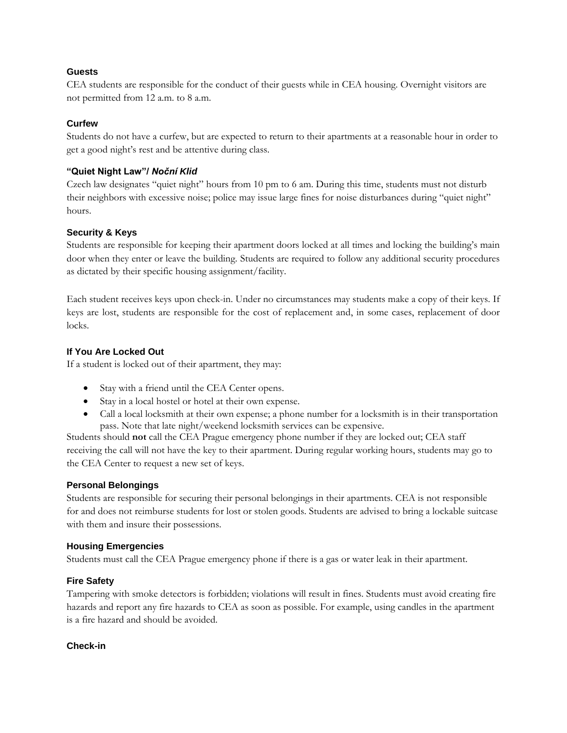### Guests

CEA students are responsible for the conduct of their guests while in CEA housing. Overnight visitors are not permitted from 12 a.m. to 8 a.m.

### Curfew

Students do not have a curfew, but are expected to return to their apartments at a reasonable hour in order to get a good night's rest and be attentive during class.

### "Quiet Night Law"/ *Noční Klid*

Czech law designates "quiet night" hours from 10 pm to 6 am. During this time, students must not disturb their neighbors with excessive noise; police may issue large fines for noise disturbances during "quiet night" hours.

### Security & Keys

Students are responsible for keeping their apartment doors locked at all times and locking the building's main door when they enter or leave the building. Students are required to follow any additional security procedures as dictated by their specific housing assignment/facility.

Each student receives keys upon check-in. Under no circumstances may students make a copy of their keys. If keys are lost, students are responsible for the cost of replacement and, in some cases, replacement of door locks.

### If You Are Locked Out

If a student is locked out of their apartment, they may:

- Stay with a friend until the CEA Center opens.
- Stay in a local hostel or hotel at their own expense.
- Call a local locksmith at their own expense; a phone number for a locksmith is in their transportation pass. Note that late night/weekend locksmith services can be expensive.

Students should **not** call the CEA Prague emergency phone number if they are locked out; CEA staff receiving the call will not have the key to their apartment. During regular working hours, students may go to the CEA Center to request a new set of keys.

### Personal Belongings

Students are responsible for securing their personal belongings in their apartments. CEA is not responsible for and does not reimburse students for lost or stolen goods. Students are advised to bring a lockable suitcase with them and insure their possessions.

### Housing Emergencies

Students must call the CEA Prague emergency phone if there is a gas or water leak in their apartment.

### Fire Safety

Tampering with smoke detectors is forbidden; violations will result in fines. Students must avoid creating fire hazards and report any fire hazards to CEA as soon as possible. For example, using candles in the apartment is a fire hazard and should be avoided.

### Check-in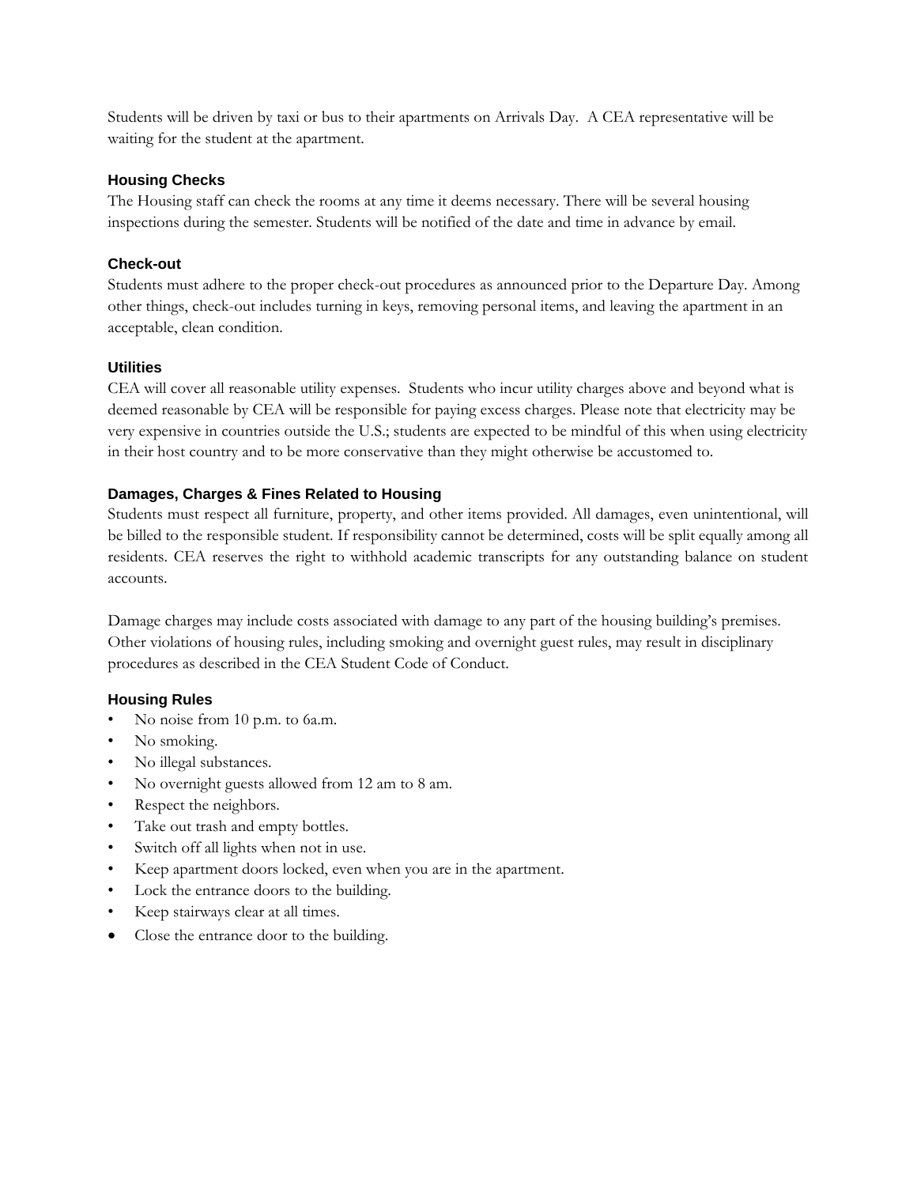Students will be driven by taxi or bus to their apartments on Arrivals Day. A CEA representative will be waiting for the student at the apartment.

### Housing Checks

The Housing staff can check the rooms at any time it deems necessary. There will be several housing inspections during the semester. Students will be notified of the date and time in advance by email.

### Check-out

Students must adhere to the proper check-out procedures as announced prior to the Departure Day. Among other things, check-out includes turning in keys, removing personal items, and leaving the apartment in an acceptable, clean condition.

### Utilities

CEA will cover all reasonable utility expenses. Students who incur utility charges above and beyond what is deemed reasonable by CEA will be responsible for paying excess charges. Please note that electricity may be very expensive in countries outside the U.S.; students are expected to be mindful of this when using electricity in their host country and to be more conservative than they might otherwise be accustomed to.

### Damages, Charges & Fines Related to Housing

Students must respect all furniture, property, and other items provided. All damages, even unintentional, will be billed to the responsible student. If responsibility cannot be determined, costs will be split equally among all residents. CEA reserves the right to withhold academic transcripts for any outstanding balance on student accounts.

Damage charges may include costs associated with damage to any part of the housing building's premises. Other violations of housing rules, including smoking and overnight guest rules, may result in disciplinary procedures as described in the CEA Student Code of Conduct.

### Housing Rules

- No noise from 10 p.m. to 6a.m.
- No smoking.
- No illegal substances.
- No overnight guests allowed from 12 am to 8 am.
- Respect the neighbors.
- Take out trash and empty bottles.
- Switch off all lights when not in use.
- Keep apartment doors locked, even when you are in the apartment.
- Lock the entrance doors to the building.
- Keep stairways clear at all times.
- Close the entrance door to the building.